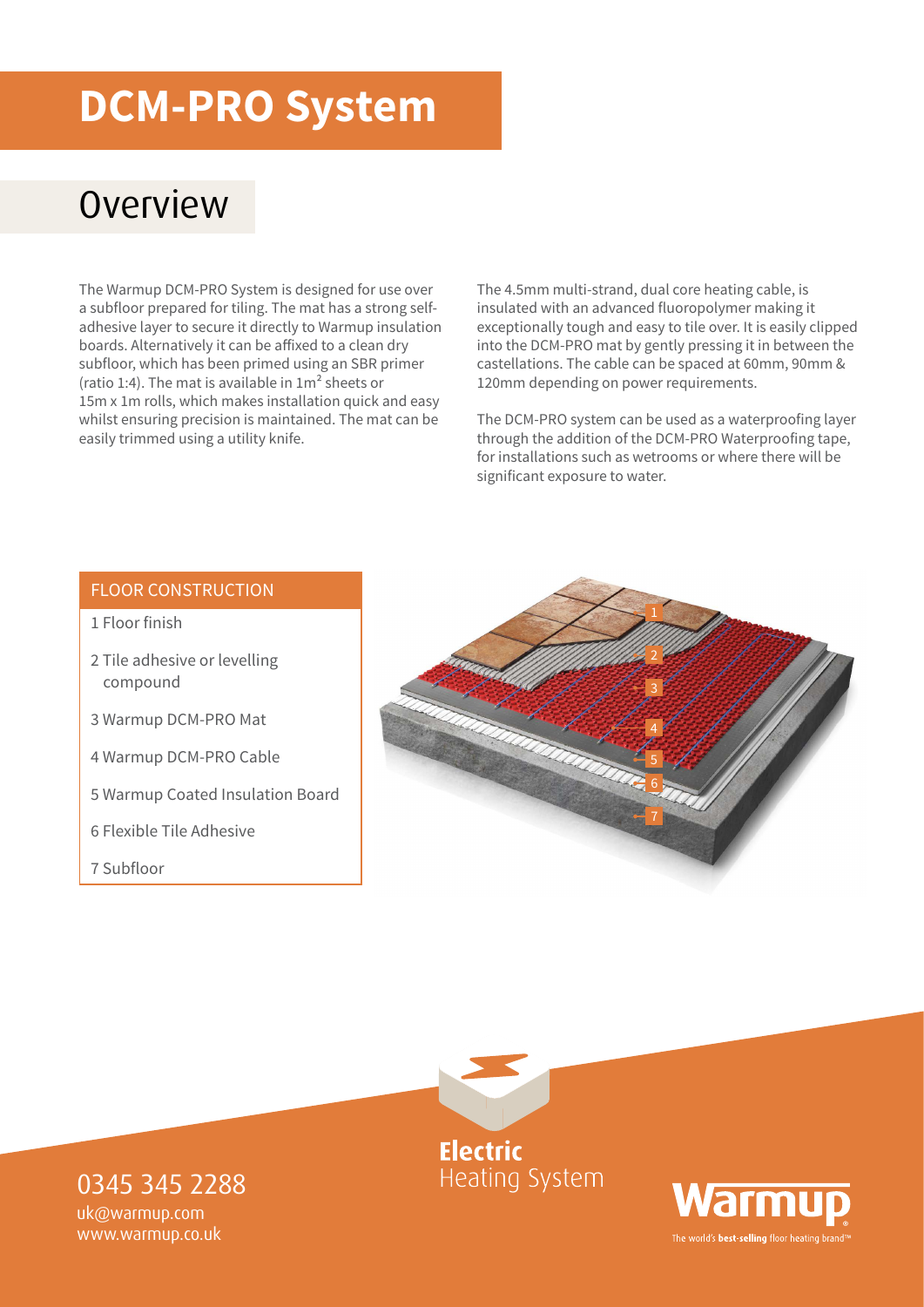# DCM-PRO System

## Overview

The Warmup DCM-PRO System is designed for use over a subfloor prepared for tiling. The mat has a strong self-adhesive layer to secure it directly to Warmup insulation boards. Alternatively it can be affixed to a clean dry subfloor, which has been primed using an SBR primer (ratio 1:4). The mat is available in 1m² sheets or 15m x 1m rolls, which makes installation quick and easy whilst ensuring precision is maintained. The mat can be easily trimmed using a utility knife.

The 4.5mm multi-strand, dual core heating cable, is insulated with an advanced fluoropolymer making it exceptionally tough and easy to tile over. It is easily clipped into the DCM-PRO mat by gently pressing it in between the castellations. The cable can be spaced at 60mm, 90mm & 120mm depending on power requirements.

The DCM-PRO system can be used as a waterproofing layer through the addition of the DCM-PRO Waterproofing tape, for installations such as wetrooms or where there will be significant exposure to water.

### FLOOR CONSTRUCTION

1 Floor finish

2 Tile adhesive or levelling compound

3 Warmup DCM-PRO Mat

4 Warmup DCM-PRO Cable

5 Warmup Coated Insulation Board

6 Flexible Tile Adhesive

7 Subfloor

Electric Heating System

0345 345 2288
uk@warmup.com
www.warmup.co.uk

Warmup
The world's **best-selling** floor heating brand™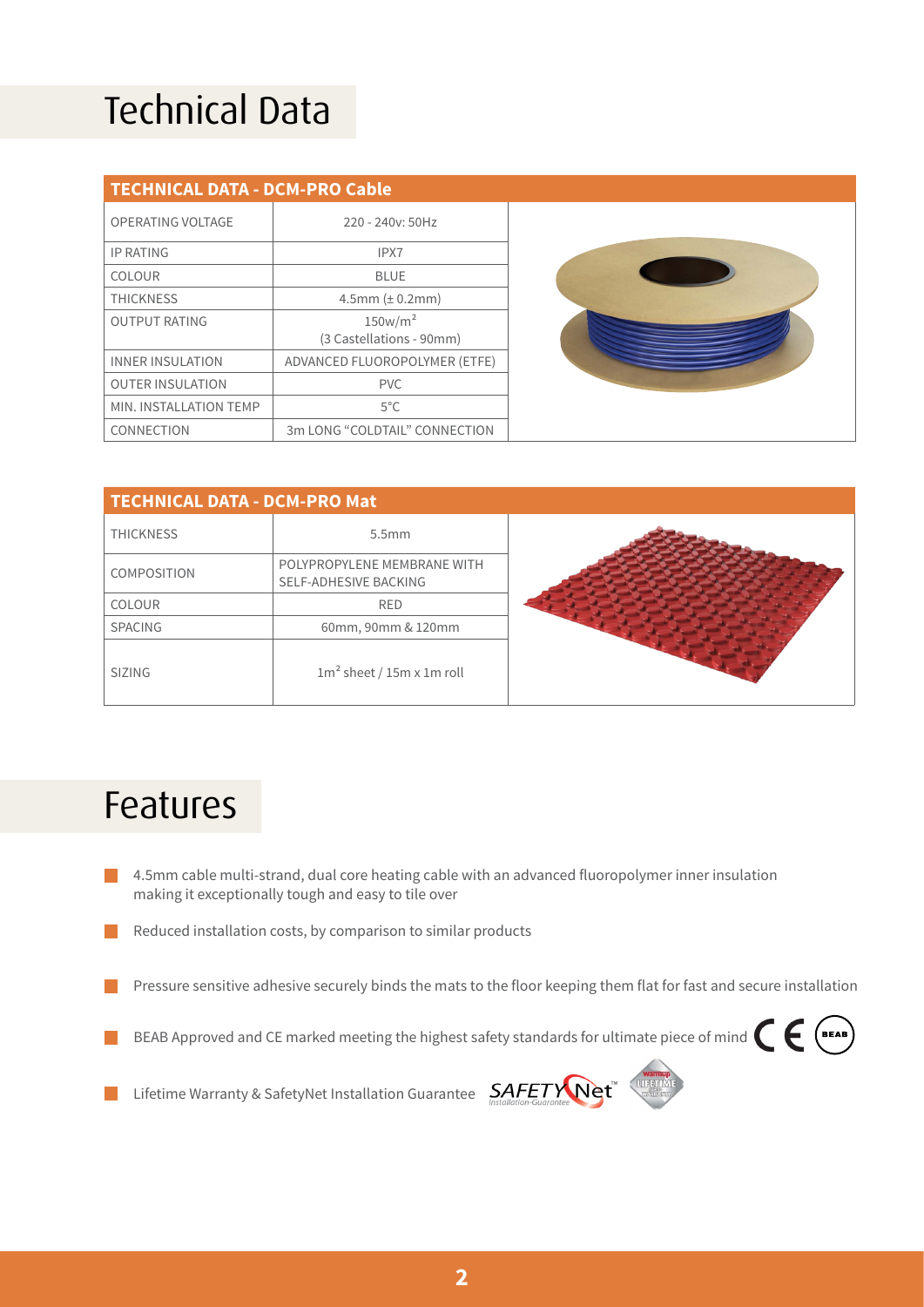# Technical Data

| TECHNICAL DATA - DCM-PRO Cable | |
|---|---|
| OPERATING VOLTAGE | 220 - 240v: 50Hz |
| IP RATING | IPX7 |
| COLOUR | BLUE |
| THICKNESS | 4.5mm (± 0.2mm) |
| OUTPUT RATING | 150w/m² (3 Castellations - 90mm) |
| INNER INSULATION | ADVANCED FLUOROPOLYMER (ETFE) |
| OUTER INSULATION | PVC |
| MIN. INSTALLATION TEMP | 5°C |
| CONNECTION | 3m LONG "COLDTAIL" CONNECTION |

| TECHNICAL DATA - DCM-PRO Mat | |
|---|---|
| THICKNESS | 5.5mm |
| COMPOSITION | POLYPROPYLENE MEMBRANE WITH SELF-ADHESIVE BACKING |
| COLOUR | RED |
| SPACING | 60mm, 90mm & 120mm |
| SIZING | 1m² sheet / 15m x 1m roll |

# Features

- 4.5mm cable multi-strand, dual core heating cable with an advanced fluoropolymer inner insulation making it exceptionally tough and easy to tile over
- Reduced installation costs, by comparison to similar products
- Pressure sensitive adhesive securely binds the mats to the floor keeping them flat for fast and secure installation
- BEAB Approved and CE marked meeting the highest safety standards for ultimate piece of mind
- Lifetime Warranty & SafetyNet Installation Guarantee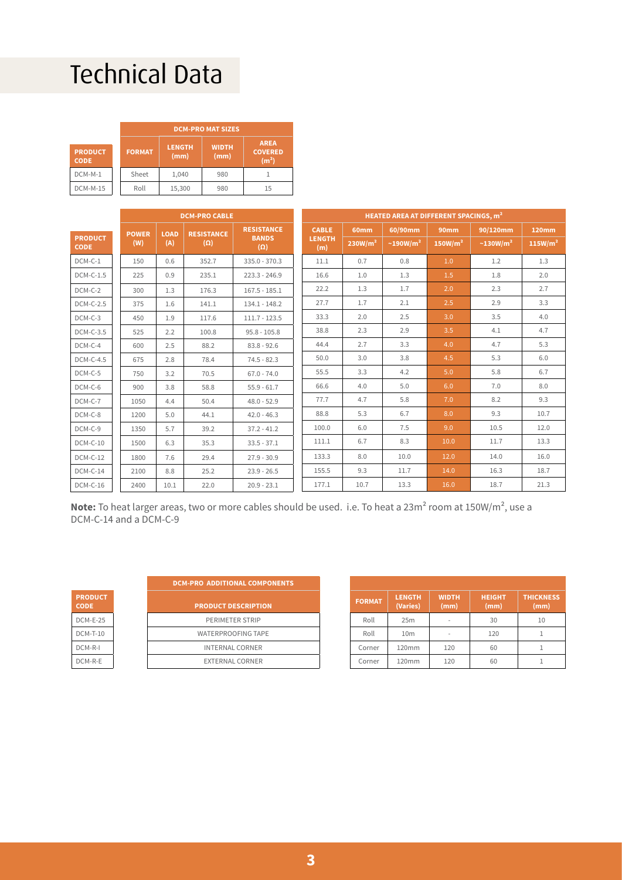# Technical Data

| PRODUCT CODE | DCM-PRO MAT SIZES | | | |
|---|---|---|---|---|
| | FORMAT | LENGTH (mm) | WIDTH (mm) | AREA COVERED ($m^2$) |
| DCM-M-1 | Sheet | 1,040 | 980 | 1 |
| DCM-M-15 | Roll | 15,300 | 980 | 15 |

| PRODUCT CODE | DCM-PRO CABLE | | | | HEATED AREA AT DIFFERENT SPACINGS, $m^2$ | | | | | |
|---|---|---|---|---|---|---|---|---|---|---|
| | POWER (W) | LOAD (A) | RESISTANCE (Ω) | RESISTANCE BANDS (Ω) | CABLE LENGTH (m) | 60mm 230W/$m^2$ | 60/90mm ~190W/$m^2$ | 90mm 150W/$m^2$ | 90/120mm ~130W/$m^2$ | 120mm 115W/$m^2$ |
| DCM-C-1 | 150 | 0.6 | 352.7 | 335.0 - 370.3 | 11.1 | 0.7 | 0.8 | 1.0 | 1.2 | 1.3 |
| DCM-C-1.5 | 225 | 0.9 | 235.1 | 223.3 - 246.9 | 16.6 | 1.0 | 1.3 | 1.5 | 1.8 | 2.0 |
| DCM-C-2 | 300 | 1.3 | 176.3 | 167.5 - 185.1 | 22.2 | 1.3 | 1.7 | 2.0 | 2.3 | 2.7 |
| DCM-C-2.5 | 375 | 1.6 | 141.1 | 134.1 - 148.2 | 27.7 | 1.7 | 2.1 | 2.5 | 2.9 | 3.3 |
| DCM-C-3 | 450 | 1.9 | 117.6 | 111.7 - 123.5 | 33.3 | 2.0 | 2.5 | 3.0 | 3.5 | 4.0 |
| DCM-C-3.5 | 525 | 2.2 | 100.8 | 95.8 - 105.8 | 38.8 | 2.3 | 2.9 | 3.5 | 4.1 | 4.7 |
| DCM-C-4 | 600 | 2.5 | 88.2 | 83.8 - 92.6 | 44.4 | 2.7 | 3.3 | 4.0 | 4.7 | 5.3 |
| DCM-C-4.5 | 675 | 2.8 | 78.4 | 74.5 - 82.3 | 50.0 | 3.0 | 3.8 | 4.5 | 5.3 | 6.0 |
| DCM-C-5 | 750 | 3.2 | 70.5 | 67.0 - 74.0 | 55.5 | 3.3 | 4.2 | 5.0 | 5.8 | 6.7 |
| DCM-C-6 | 900 | 3.8 | 58.8 | 55.9 - 61.7 | 66.6 | 4.0 | 5.0 | 6.0 | 7.0 | 8.0 |
| DCM-C-7 | 1050 | 4.4 | 50.4 | 48.0 - 52.9 | 77.7 | 4.7 | 5.8 | 7.0 | 8.2 | 9.3 |
| DCM-C-8 | 1200 | 5.0 | 44.1 | 42.0 - 46.3 | 88.8 | 5.3 | 6.7 | 8.0 | 9.3 | 10.7 |
| DCM-C-9 | 1350 | 5.7 | 39.2 | 37.2 - 41.2 | 100.0 | 6.0 | 7.5 | 9.0 | 10.5 | 12.0 |
| DCM-C-10 | 1500 | 6.3 | 35.3 | 33.5 - 37.1 | 111.1 | 6.7 | 8.3 | 10.0 | 11.7 | 13.3 |
| DCM-C-12 | 1800 | 7.6 | 29.4 | 27.9 - 30.9 | 133.3 | 8.0 | 10.0 | 12.0 | 14.0 | 16.0 |
| DCM-C-14 | 2100 | 8.8 | 25.2 | 23.9 - 26.5 | 155.5 | 9.3 | 11.7 | 14.0 | 16.3 | 18.7 |
| DCM-C-16 | 2400 | 10.1 | 22.0 | 20.9 - 23.1 | 177.1 | 10.7 | 13.3 | 16.0 | 18.7 | 21.3 |

**Note:** To heat larger areas, two or more cables should be used. i.e. To heat a 23$m^2$ room at 150W/$m^2$, use a DCM-C-14 and a DCM-C-9

| PRODUCT CODE | DCM-PRO ADDITIONAL COMPONENTS | | | | | |
|---|---|---|---|---|---|---|
| | PRODUCT DESCRIPTION | FORMAT | LENGTH (Varies) | WIDTH (mm) | HEIGHT (mm) | THICKNESS (mm) |
| DCM-E-25 | PERIMETER STRIP | Roll | 25m | - | 30 | 10 |
| DCM-T-10 | WATERPROOFING TAPE | Roll | 10m | - | 120 | 1 |
| DCM-R-I | INTERNAL CORNER | Corner | 120mm | 120 | 60 | 1 |
| DCM-R-E | EXTERNAL CORNER | Corner | 120mm | 120 | 60 | 1 |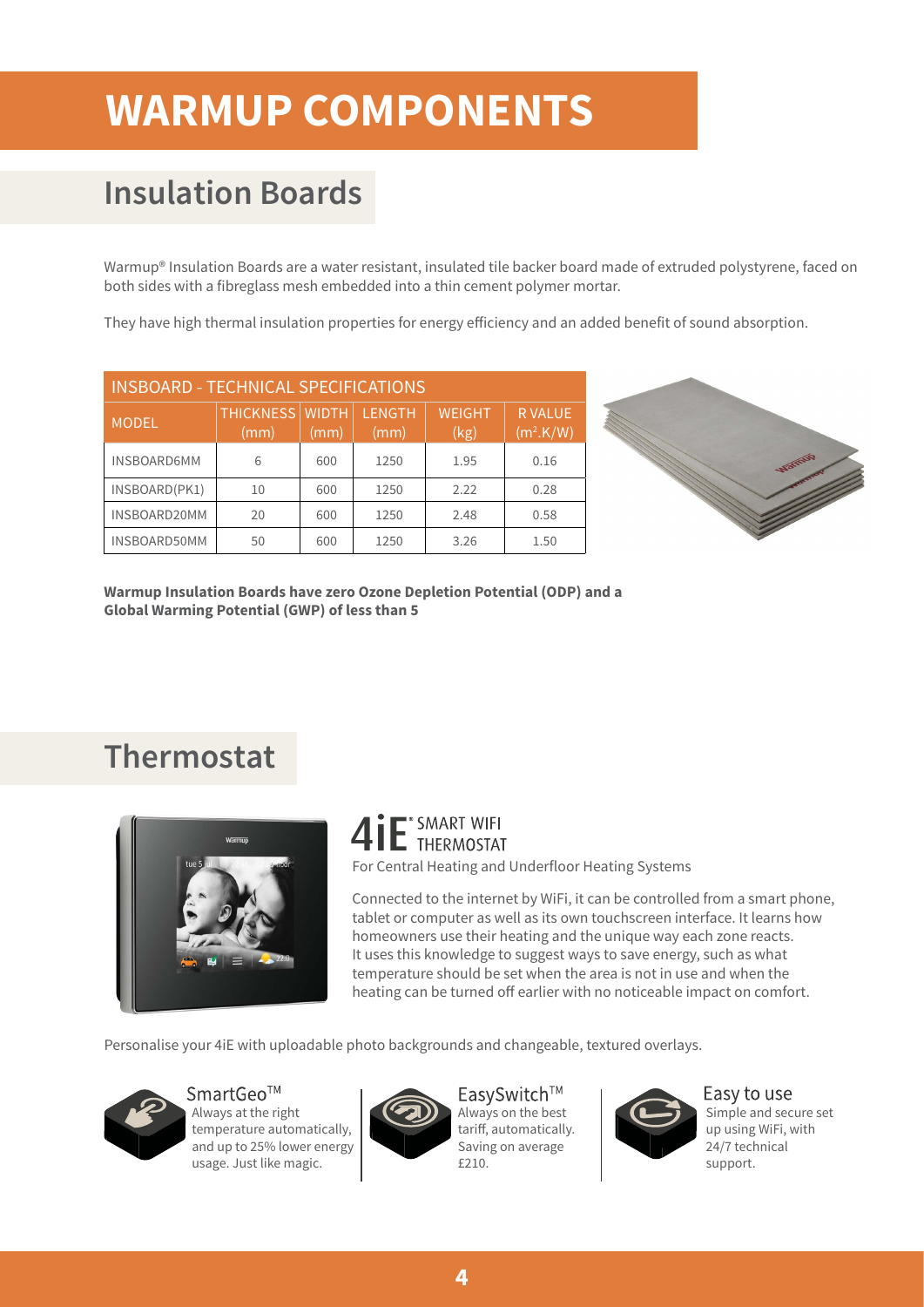# WARMUP COMPONENTS

## Insulation Boards

Warmup® Insulation Boards are a water resistant, insulated tile backer board made of extruded polystyrene, faced on both sides with a fibreglass mesh embedded into a thin cement polymer mortar.

They have high thermal insulation properties for energy efficiency and an added benefit of sound absorption.

| INSBOARD - TECHNICAL SPECIFICATIONS | | | | | |
|---|---|---|---|---|---|
| MODEL | THICKNESS (mm) | WIDTH (mm) | LENGTH (mm) | WEIGHT (kg) | R VALUE ($m^2$.K/W) |
| INSBOARD6MM | 6 | 600 | 1250 | 1.95 | 0.16 |
| INSBOARD(PK1) | 10 | 600 | 1250 | 2.22 | 0.28 |
| INSBOARD20MM | 20 | 600 | 1250 | 2.48 | 0.58 |
| INSBOARD50MM | 50 | 600 | 1250 | 3.26 | 1.50 |

**Warmup Insulation Boards have zero Ozone Depletion Potential (ODP) and a Global Warming Potential (GWP) of less than 5**

## Thermostat

### 4iE® SMART WIFI THERMOSTAT

For Central Heating and Underfloor Heating Systems

Connected to the internet by WiFi, it can be controlled from a smart phone, tablet or computer as well as its own touchscreen interface. It learns how homeowners use their heating and the unique way each zone reacts. It uses this knowledge to suggest ways to save energy, such as what temperature should be set when the area is not in use and when the heating can be turned off earlier with no noticeable impact on comfort.

Personalise your 4iE with uploadable photo backgrounds and changeable, textured overlays.

**SmartGeo™**
Always at the right temperature automatically, and up to 25% lower energy usage. Just like magic.

**EasySwitch™**
Always on the best tariff, automatically. Saving on average £210.

**Easy to use**
Simple and secure set up using WiFi, with 24/7 technical support.